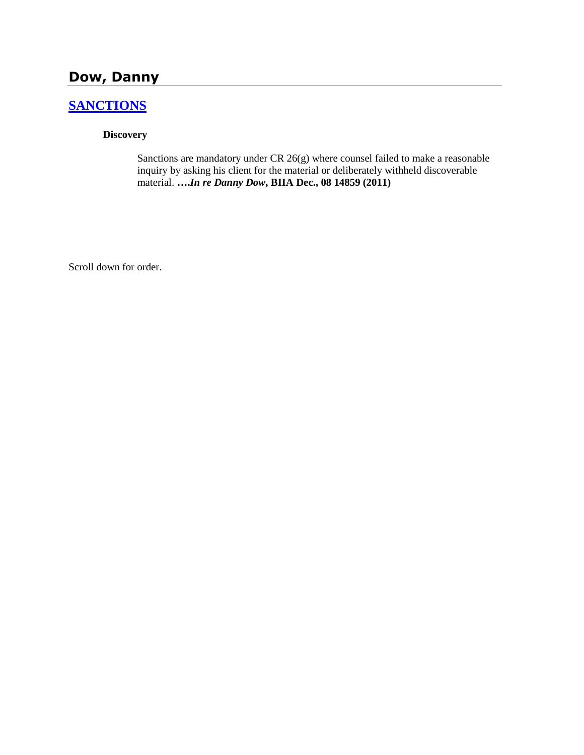# Dow, Danny

## SANCTIONS

### Discovery

Sanctions are mandatory under CR 26(g) where counsel failed to make a reasonable inquiry by asking his client for the material or deliberately withheld discoverable material. **….*In re Danny Dow*, BIIA Dec., 08 14859 (2011)**

Scroll down for order.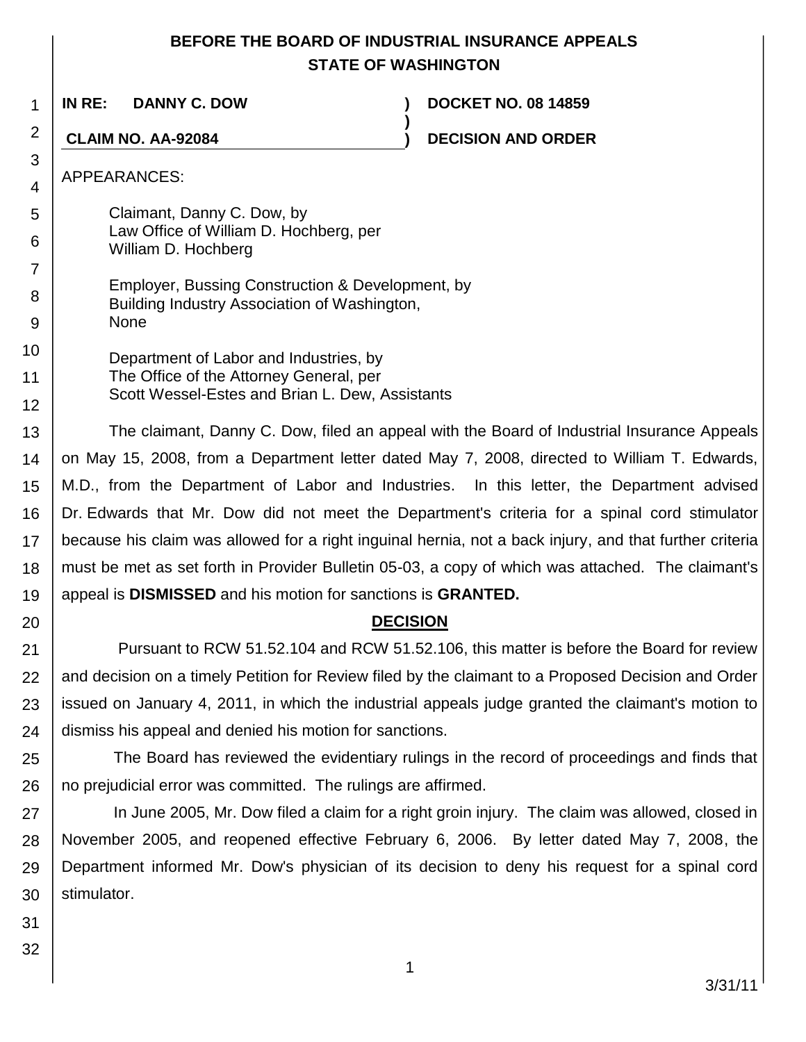**BEFORE THE BOARD OF INDUSTRIAL INSURANCE APPEALS**
**STATE OF WASHINGTON**

**IN RE: DANNY C. DOW** ) **DOCKET NO. 08 14859**
)
**CLAIM NO. AA-92084** ) **DECISION AND ORDER**

APPEARANCES:

Claimant, Danny C. Dow, by
Law Office of William D. Hochberg, per
William D. Hochberg

Employer, Bussing Construction & Development, by
Building Industry Association of Washington,
None

Department of Labor and Industries, by
The Office of the Attorney General, per
Scott Wessel-Estes and Brian L. Dew, Assistants

The claimant, Danny C. Dow, filed an appeal with the Board of Industrial Insurance Appeals on May 15, 2008, from a Department letter dated May 7, 2008, directed to William T. Edwards, M.D., from the Department of Labor and Industries. In this letter, the Department advised Dr. Edwards that Mr. Dow did not meet the Department's criteria for a spinal cord stimulator because his claim was allowed for a right inguinal hernia, not a back injury, and that further criteria must be met as set forth in Provider Bulletin 05-03, a copy of which was attached. The claimant's appeal is **DISMISSED** and his motion for sanctions is **GRANTED.**

## DECISION

Pursuant to RCW 51.52.104 and RCW 51.52.106, this matter is before the Board for review and decision on a timely Petition for Review filed by the claimant to a Proposed Decision and Order issued on January 4, 2011, in which the industrial appeals judge granted the claimant's motion to dismiss his appeal and denied his motion for sanctions.

The Board has reviewed the evidentiary rulings in the record of proceedings and finds that no prejudicial error was committed. The rulings are affirmed.

In June 2005, Mr. Dow filed a claim for a right groin injury. The claim was allowed, closed in November 2005, and reopened effective February 6, 2006. By letter dated May 7, 2008, the Department informed Mr. Dow's physician of its decision to deny his request for a spinal cord stimulator.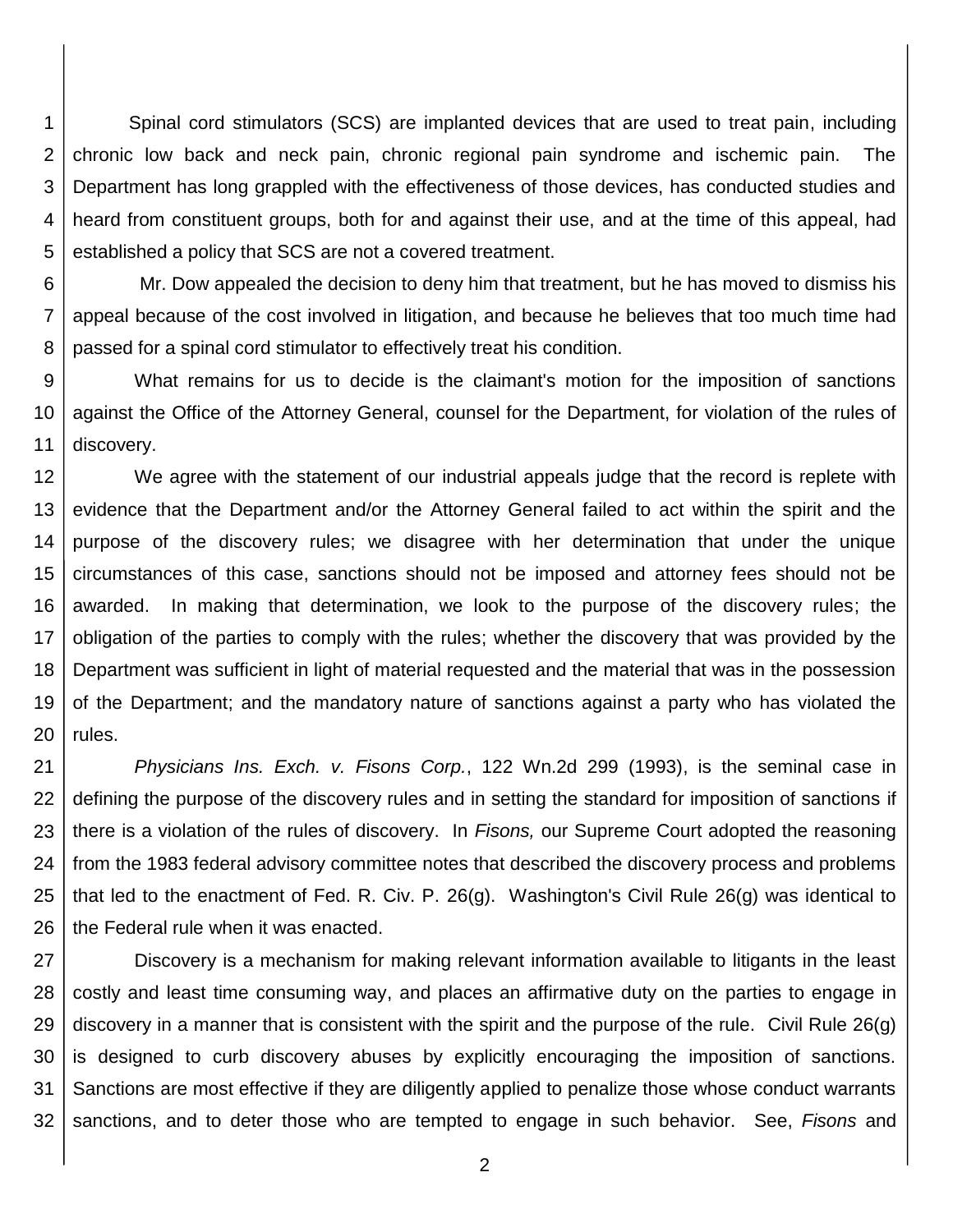Spinal cord stimulators (SCS) are implanted devices that are used to treat pain, including chronic low back and neck pain, chronic regional pain syndrome and ischemic pain. The Department has long grappled with the effectiveness of those devices, has conducted studies and heard from constituent groups, both for and against their use, and at the time of this appeal, had established a policy that SCS are not a covered treatment.

Mr. Dow appealed the decision to deny him that treatment, but he has moved to dismiss his appeal because of the cost involved in litigation, and because he believes that too much time had passed for a spinal cord stimulator to effectively treat his condition.

What remains for us to decide is the claimant's motion for the imposition of sanctions against the Office of the Attorney General, counsel for the Department, for violation of the rules of discovery.

We agree with the statement of our industrial appeals judge that the record is replete with evidence that the Department and/or the Attorney General failed to act within the spirit and the purpose of the discovery rules; we disagree with her determination that under the unique circumstances of this case, sanctions should not be imposed and attorney fees should not be awarded. In making that determination, we look to the purpose of the discovery rules; the obligation of the parties to comply with the rules; whether the discovery that was provided by the Department was sufficient in light of material requested and the material that was in the possession of the Department; and the mandatory nature of sanctions against a party who has violated the rules.

*Physicians Ins. Exch. v. Fisons Corp.*, 122 Wn.2d 299 (1993), is the seminal case in defining the purpose of the discovery rules and in setting the standard for imposition of sanctions if there is a violation of the rules of discovery. In *Fisons,* our Supreme Court adopted the reasoning from the 1983 federal advisory committee notes that described the discovery process and problems that led to the enactment of Fed. R. Civ. P. 26(g). Washington's Civil Rule 26(g) was identical to the Federal rule when it was enacted.

Discovery is a mechanism for making relevant information available to litigants in the least costly and least time consuming way, and places an affirmative duty on the parties to engage in discovery in a manner that is consistent with the spirit and the purpose of the rule. Civil Rule 26(g) is designed to curb discovery abuses by explicitly encouraging the imposition of sanctions. Sanctions are most effective if they are diligently applied to penalize those whose conduct warrants sanctions, and to deter those who are tempted to engage in such behavior. See, *Fisons* and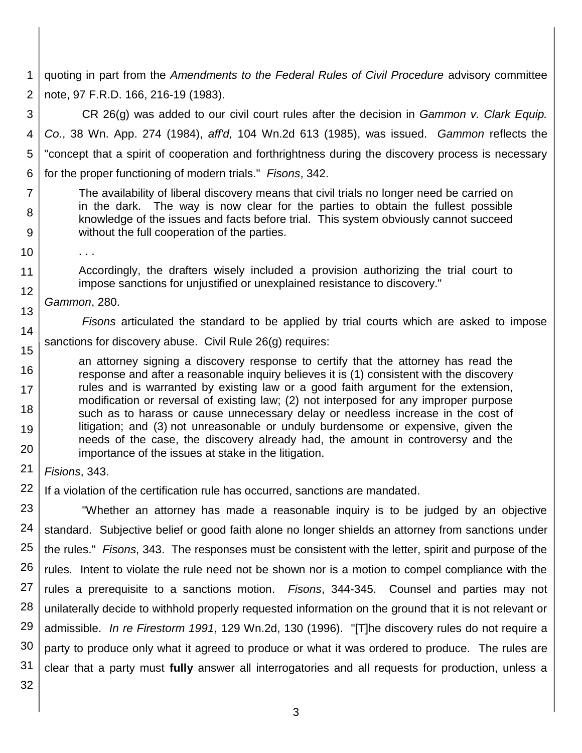quoting in part from the *Amendments to the Federal Rules of Civil Procedure* advisory committee note, 97 F.R.D. 166, 216-19 (1983).

CR 26(g) was added to our civil court rules after the decision in *Gammon v. Clark Equip. Co*., 38 Wn. App. 274 (1984), *aff'd,* 104 Wn.2d 613 (1985), was issued. *Gammon* reflects the "concept that a spirit of cooperation and forthrightness during the discovery process is necessary for the proper functioning of modern trials." *Fisons*, 342.

> The availability of liberal discovery means that civil trials no longer need be carried on in the dark. The way is now clear for the parties to obtain the fullest possible knowledge of the issues and facts before trial. This system obviously cannot succeed without the full cooperation of the parties.
>
> . . .
>
> Accordingly, the drafters wisely included a provision authorizing the trial court to impose sanctions for unjustified or unexplained resistance to discovery."

*Gammon*, 280.

*Fisons* articulated the standard to be applied by trial courts which are asked to impose sanctions for discovery abuse. Civil Rule 26(g) requires:

> an attorney signing a discovery response to certify that the attorney has read the response and after a reasonable inquiry believes it is (1) consistent with the discovery rules and is warranted by existing law or a good faith argument for the extension, modification or reversal of existing law; (2) not interposed for any improper purpose such as to harass or cause unnecessary delay or needless increase in the cost of litigation; and (3) not unreasonable or unduly burdensome or expensive, given the needs of the case, the discovery already had, the amount in controversy and the importance of the issues at stake in the litigation.

*Fisions*, 343.

If a violation of the certification rule has occurred, sanctions are mandated.

"Whether an attorney has made a reasonable inquiry is to be judged by an objective standard. Subjective belief or good faith alone no longer shields an attorney from sanctions under the rules." *Fisons*, 343. The responses must be consistent with the letter, spirit and purpose of the rules. Intent to violate the rule need not be shown nor is a motion to compel compliance with the rules a prerequisite to a sanctions motion. *Fisons*, 344-345. Counsel and parties may not unilaterally decide to withhold properly requested information on the ground that it is not relevant or admissible. *In re Firestorm 1991*, 129 Wn.2d, 130 (1996). "[T]he discovery rules do not require a party to produce only what it agreed to produce or what it was ordered to produce. The rules are clear that a party must **fully** answer all interrogatories and all requests for production, unless a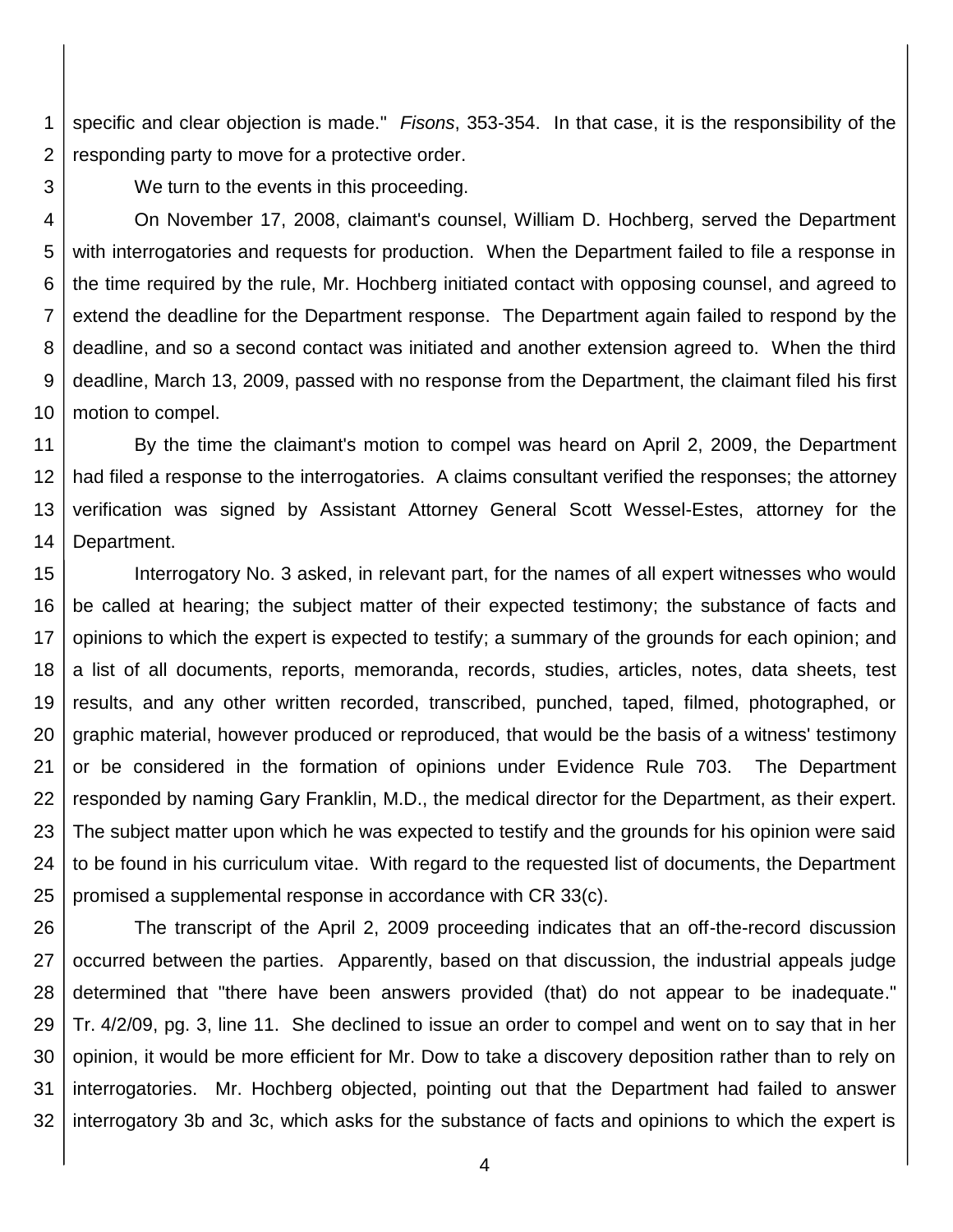specific and clear objection is made." *Fisons*, 353-354. In that case, it is the responsibility of the responding party to move for a protective order.

We turn to the events in this proceeding.

On November 17, 2008, claimant's counsel, William D. Hochberg, served the Department with interrogatories and requests for production. When the Department failed to file a response in the time required by the rule, Mr. Hochberg initiated contact with opposing counsel, and agreed to extend the deadline for the Department response. The Department again failed to respond by the deadline, and so a second contact was initiated and another extension agreed to. When the third deadline, March 13, 2009, passed with no response from the Department, the claimant filed his first motion to compel.

By the time the claimant's motion to compel was heard on April 2, 2009, the Department had filed a response to the interrogatories. A claims consultant verified the responses; the attorney verification was signed by Assistant Attorney General Scott Wessel-Estes, attorney for the Department.

Interrogatory No. 3 asked, in relevant part, for the names of all expert witnesses who would be called at hearing; the subject matter of their expected testimony; the substance of facts and opinions to which the expert is expected to testify; a summary of the grounds for each opinion; and a list of all documents, reports, memoranda, records, studies, articles, notes, data sheets, test results, and any other written recorded, transcribed, punched, taped, filmed, photographed, or graphic material, however produced or reproduced, that would be the basis of a witness' testimony or be considered in the formation of opinions under Evidence Rule 703. The Department responded by naming Gary Franklin, M.D., the medical director for the Department, as their expert. The subject matter upon which he was expected to testify and the grounds for his opinion were said to be found in his curriculum vitae. With regard to the requested list of documents, the Department promised a supplemental response in accordance with CR 33(c).

The transcript of the April 2, 2009 proceeding indicates that an off-the-record discussion occurred between the parties. Apparently, based on that discussion, the industrial appeals judge determined that "there have been answers provided (that) do not appear to be inadequate." Tr. 4/2/09, pg. 3, line 11. She declined to issue an order to compel and went on to say that in her opinion, it would be more efficient for Mr. Dow to take a discovery deposition rather than to rely on interrogatories. Mr. Hochberg objected, pointing out that the Department had failed to answer interrogatory 3b and 3c, which asks for the substance of facts and opinions to which the expert is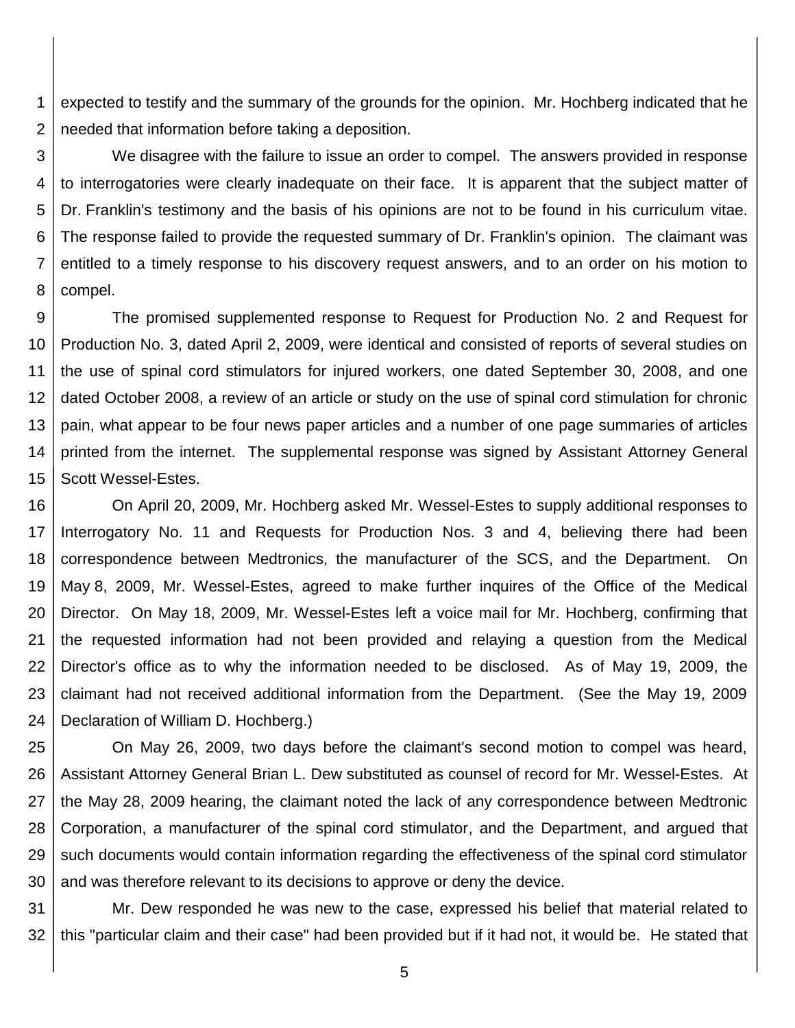expected to testify and the summary of the grounds for the opinion. Mr. Hochberg indicated that he needed that information before taking a deposition.

We disagree with the failure to issue an order to compel. The answers provided in response to interrogatories were clearly inadequate on their face. It is apparent that the subject matter of Dr. Franklin's testimony and the basis of his opinions are not to be found in his curriculum vitae. The response failed to provide the requested summary of Dr. Franklin's opinion. The claimant was entitled to a timely response to his discovery request answers, and to an order on his motion to compel.

The promised supplemented response to Request for Production No. 2 and Request for Production No. 3, dated April 2, 2009, were identical and consisted of reports of several studies on the use of spinal cord stimulators for injured workers, one dated September 30, 2008, and one dated October 2008, a review of an article or study on the use of spinal cord stimulation for chronic pain, what appear to be four news paper articles and a number of one page summaries of articles printed from the internet. The supplemental response was signed by Assistant Attorney General Scott Wessel-Estes.

On April 20, 2009, Mr. Hochberg asked Mr. Wessel-Estes to supply additional responses to Interrogatory No. 11 and Requests for Production Nos. 3 and 4, believing there had been correspondence between Medtronics, the manufacturer of the SCS, and the Department. On May 8, 2009, Mr. Wessel-Estes, agreed to make further inquires of the Office of the Medical Director. On May 18, 2009, Mr. Wessel-Estes left a voice mail for Mr. Hochberg, confirming that the requested information had not been provided and relaying a question from the Medical Director's office as to why the information needed to be disclosed. As of May 19, 2009, the claimant had not received additional information from the Department. (See the May 19, 2009 Declaration of William D. Hochberg.)

On May 26, 2009, two days before the claimant's second motion to compel was heard, Assistant Attorney General Brian L. Dew substituted as counsel of record for Mr. Wessel-Estes. At the May 28, 2009 hearing, the claimant noted the lack of any correspondence between Medtronic Corporation, a manufacturer of the spinal cord stimulator, and the Department, and argued that such documents would contain information regarding the effectiveness of the spinal cord stimulator and was therefore relevant to its decisions to approve or deny the device.

Mr. Dew responded he was new to the case, expressed his belief that material related to this "particular claim and their case" had been provided but if it had not, it would be. He stated that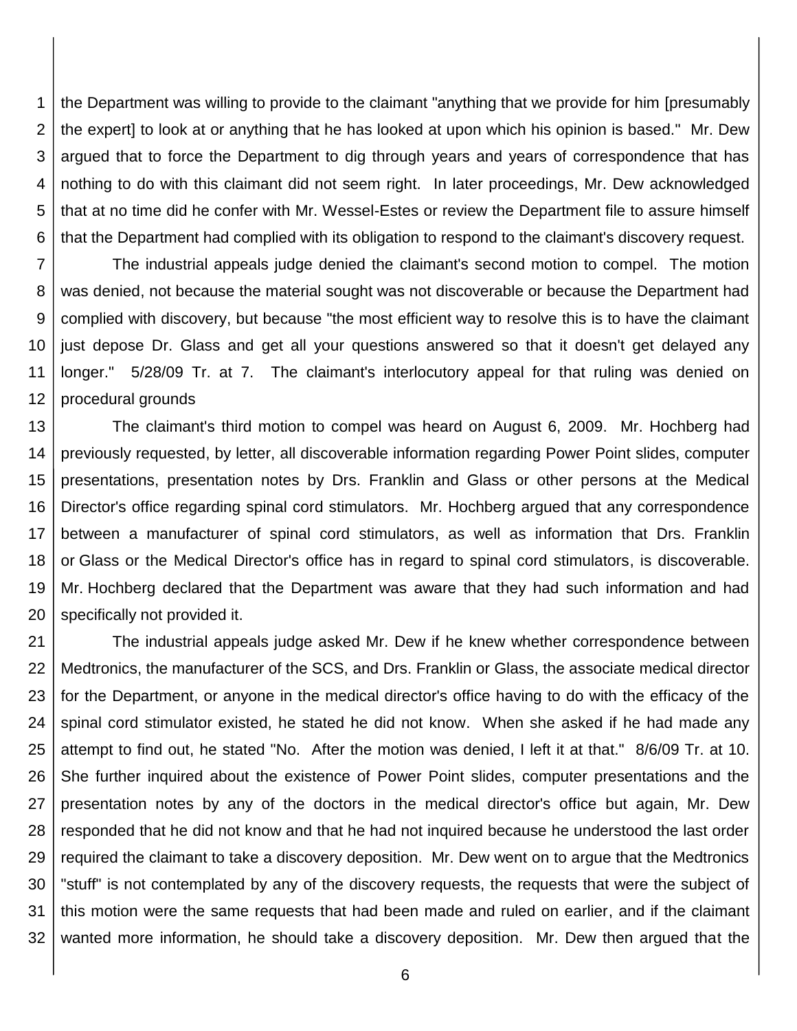the Department was willing to provide to the claimant "anything that we provide for him [presumably the expert] to look at or anything that he has looked at upon which his opinion is based." Mr. Dew argued that to force the Department to dig through years and years of correspondence that has nothing to do with this claimant did not seem right. In later proceedings, Mr. Dew acknowledged that at no time did he confer with Mr. Wessel-Estes or review the Department file to assure himself that the Department had complied with its obligation to respond to the claimant's discovery request.

The industrial appeals judge denied the claimant's second motion to compel. The motion was denied, not because the material sought was not discoverable or because the Department had complied with discovery, but because "the most efficient way to resolve this is to have the claimant just depose Dr. Glass and get all your questions answered so that it doesn't get delayed any longer." 5/28/09 Tr. at 7. The claimant's interlocutory appeal for that ruling was denied on procedural grounds

The claimant's third motion to compel was heard on August 6, 2009. Mr. Hochberg had previously requested, by letter, all discoverable information regarding Power Point slides, computer presentations, presentation notes by Drs. Franklin and Glass or other persons at the Medical Director's office regarding spinal cord stimulators. Mr. Hochberg argued that any correspondence between a manufacturer of spinal cord stimulators, as well as information that Drs. Franklin or Glass or the Medical Director's office has in regard to spinal cord stimulators, is discoverable. Mr. Hochberg declared that the Department was aware that they had such information and had specifically not provided it.

The industrial appeals judge asked Mr. Dew if he knew whether correspondence between Medtronics, the manufacturer of the SCS, and Drs. Franklin or Glass, the associate medical director for the Department, or anyone in the medical director's office having to do with the efficacy of the spinal cord stimulator existed, he stated he did not know. When she asked if he had made any attempt to find out, he stated "No. After the motion was denied, I left it at that." 8/6/09 Tr. at 10. She further inquired about the existence of Power Point slides, computer presentations and the presentation notes by any of the doctors in the medical director's office but again, Mr. Dew responded that he did not know and that he had not inquired because he understood the last order required the claimant to take a discovery deposition. Mr. Dew went on to argue that the Medtronics "stuff" is not contemplated by any of the discovery requests, the requests that were the subject of this motion were the same requests that had been made and ruled on earlier, and if the claimant wanted more information, he should take a discovery deposition. Mr. Dew then argued that the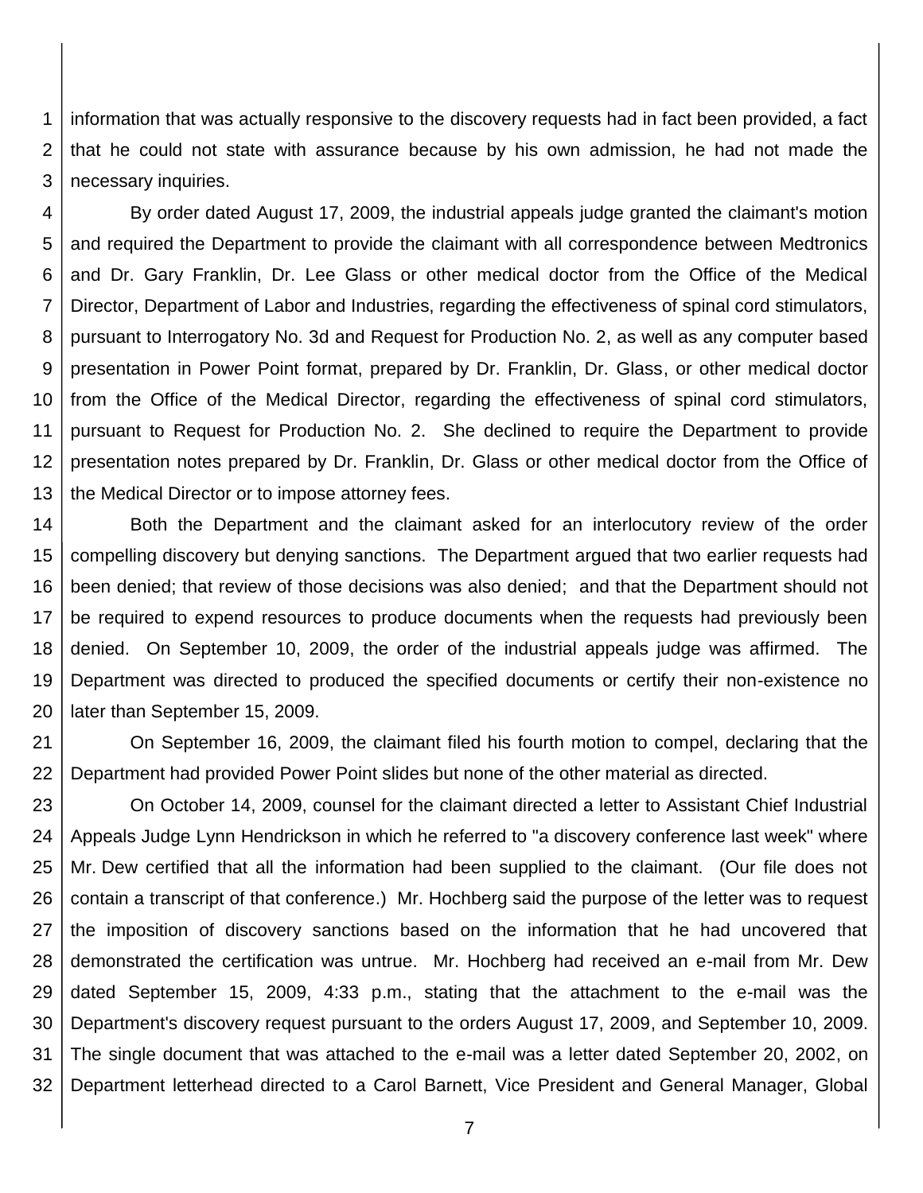information that was actually responsive to the discovery requests had in fact been provided, a fact that he could not state with assurance because by his own admission, he had not made the necessary inquiries.

By order dated August 17, 2009, the industrial appeals judge granted the claimant's motion and required the Department to provide the claimant with all correspondence between Medtronics and Dr. Gary Franklin, Dr. Lee Glass or other medical doctor from the Office of the Medical Director, Department of Labor and Industries, regarding the effectiveness of spinal cord stimulators, pursuant to Interrogatory No. 3d and Request for Production No. 2, as well as any computer based presentation in Power Point format, prepared by Dr. Franklin, Dr. Glass, or other medical doctor from the Office of the Medical Director, regarding the effectiveness of spinal cord stimulators, pursuant to Request for Production No. 2. She declined to require the Department to provide presentation notes prepared by Dr. Franklin, Dr. Glass or other medical doctor from the Office of the Medical Director or to impose attorney fees.

Both the Department and the claimant asked for an interlocutory review of the order compelling discovery but denying sanctions. The Department argued that two earlier requests had been denied; that review of those decisions was also denied; and that the Department should not be required to expend resources to produce documents when the requests had previously been denied. On September 10, 2009, the order of the industrial appeals judge was affirmed. The Department was directed to produced the specified documents or certify their non-existence no later than September 15, 2009.

On September 16, 2009, the claimant filed his fourth motion to compel, declaring that the Department had provided Power Point slides but none of the other material as directed.

On October 14, 2009, counsel for the claimant directed a letter to Assistant Chief Industrial Appeals Judge Lynn Hendrickson in which he referred to "a discovery conference last week" where Mr. Dew certified that all the information had been supplied to the claimant. (Our file does not contain a transcript of that conference.) Mr. Hochberg said the purpose of the letter was to request the imposition of discovery sanctions based on the information that he had uncovered that demonstrated the certification was untrue. Mr. Hochberg had received an e-mail from Mr. Dew dated September 15, 2009, 4:33 p.m., stating that the attachment to the e-mail was the Department's discovery request pursuant to the orders August 17, 2009, and September 10, 2009. The single document that was attached to the e-mail was a letter dated September 20, 2002, on Department letterhead directed to a Carol Barnett, Vice President and General Manager, Global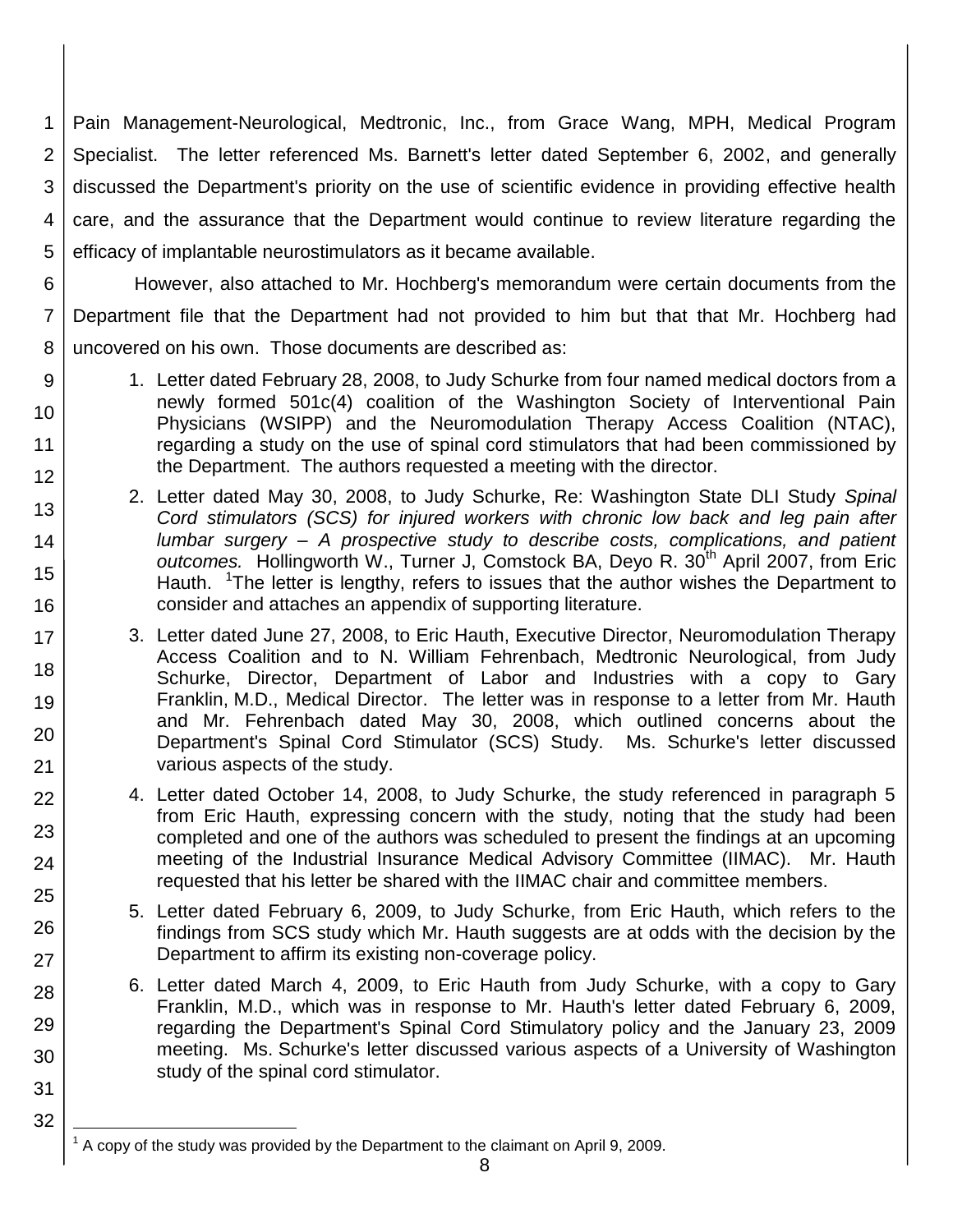Pain Management-Neurological, Medtronic, Inc., from Grace Wang, MPH, Medical Program Specialist. The letter referenced Ms. Barnett's letter dated September 6, 2002, and generally discussed the Department's priority on the use of scientific evidence in providing effective health care, and the assurance that the Department would continue to review literature regarding the efficacy of implantable neurostimulators as it became available.

However, also attached to Mr. Hochberg's memorandum were certain documents from the Department file that the Department had not provided to him but that that Mr. Hochberg had uncovered on his own. Those documents are described as:

1. Letter dated February 28, 2008, to Judy Schurke from four named medical doctors from a newly formed 501c(4) coalition of the Washington Society of Interventional Pain Physicians (WSIPP) and the Neuromodulation Therapy Access Coalition (NTAC), regarding a study on the use of spinal cord stimulators that had been commissioned by the Department. The authors requested a meeting with the director.
2. Letter dated May 30, 2008, to Judy Schurke, Re: Washington State DLI Study *Spinal Cord stimulators (SCS) for injured workers with chronic low back and leg pain after lumbar surgery – A prospective study to describe costs, complications, and patient outcomes.* Hollingworth W., Turner J, Comstock BA, Deyo R. 30th April 2007, from Eric Hauth. [1]The letter is lengthy, refers to issues that the author wishes the Department to consider and attaches an appendix of supporting literature.
3. Letter dated June 27, 2008, to Eric Hauth, Executive Director, Neuromodulation Therapy Access Coalition and to N. William Fehrenbach, Medtronic Neurological, from Judy Schurke, Director, Department of Labor and Industries with a copy to Gary Franklin, M.D., Medical Director. The letter was in response to a letter from Mr. Hauth and Mr. Fehrenbach dated May 30, 2008, which outlined concerns about the Department's Spinal Cord Stimulator (SCS) Study. Ms. Schurke's letter discussed various aspects of the study.
4. Letter dated October 14, 2008, to Judy Schurke, the study referenced in paragraph 5 from Eric Hauth, expressing concern with the study, noting that the study had been completed and one of the authors was scheduled to present the findings at an upcoming meeting of the Industrial Insurance Medical Advisory Committee (IIMAC). Mr. Hauth requested that his letter be shared with the IIMAC chair and committee members.
5. Letter dated February 6, 2009, to Judy Schurke, from Eric Hauth, which refers to the findings from SCS study which Mr. Hauth suggests are at odds with the decision by the Department to affirm its existing non-coverage policy.
6. Letter dated March 4, 2009, to Eric Hauth from Judy Schurke, with a copy to Gary Franklin, M.D., which was in response to Mr. Hauth's letter dated February 6, 2009, regarding the Department's Spinal Cord Stimulatory policy and the January 23, 2009 meeting. Ms. Schurke's letter discussed various aspects of a University of Washington study of the spinal cord stimulator.

---

[1] A copy of the study was provided by the Department to the claimant on April 9, 2009.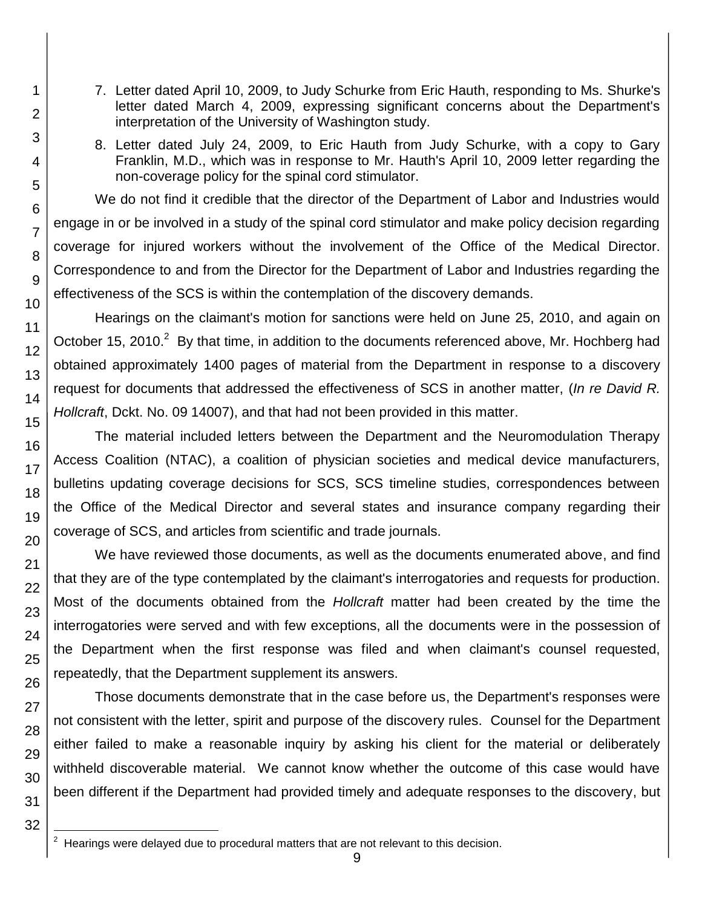7. Letter dated April 10, 2009, to Judy Schurke from Eric Hauth, responding to Ms. Shurke's letter dated March 4, 2009, expressing significant concerns about the Department's interpretation of the University of Washington study.
8. Letter dated July 24, 2009, to Eric Hauth from Judy Schurke, with a copy to Gary Franklin, M.D., which was in response to Mr. Hauth's April 10, 2009 letter regarding the non-coverage policy for the spinal cord stimulator.

We do not find it credible that the director of the Department of Labor and Industries would engage in or be involved in a study of the spinal cord stimulator and make policy decision regarding coverage for injured workers without the involvement of the Office of the Medical Director. Correspondence to and from the Director for the Department of Labor and Industries regarding the effectiveness of the SCS is within the contemplation of the discovery demands.

Hearings on the claimant's motion for sanctions were held on June 25, 2010, and again on October 15, 2010.[2] By that time, in addition to the documents referenced above, Mr. Hochberg had obtained approximately 1400 pages of material from the Department in response to a discovery request for documents that addressed the effectiveness of SCS in another matter, (*In re David R. Hollcraft*, Dckt. No. 09 14007), and that had not been provided in this matter.

The material included letters between the Department and the Neuromodulation Therapy Access Coalition (NTAC), a coalition of physician societies and medical device manufacturers, bulletins updating coverage decisions for SCS, SCS timeline studies, correspondences between the Office of the Medical Director and several states and insurance company regarding their coverage of SCS, and articles from scientific and trade journals.

We have reviewed those documents, as well as the documents enumerated above, and find that they are of the type contemplated by the claimant's interrogatories and requests for production. Most of the documents obtained from the *Hollcraft* matter had been created by the time the interrogatories were served and with few exceptions, all the documents were in the possession of the Department when the first response was filed and when claimant's counsel requested, repeatedly, that the Department supplement its answers.

Those documents demonstrate that in the case before us, the Department's responses were not consistent with the letter, spirit and purpose of the discovery rules. Counsel for the Department either failed to make a reasonable inquiry by asking his client for the material or deliberately withheld discoverable material. We cannot know whether the outcome of this case would have been different if the Department had provided timely and adequate responses to the discovery, but

[2] Hearings were delayed due to procedural matters that are not relevant to this decision.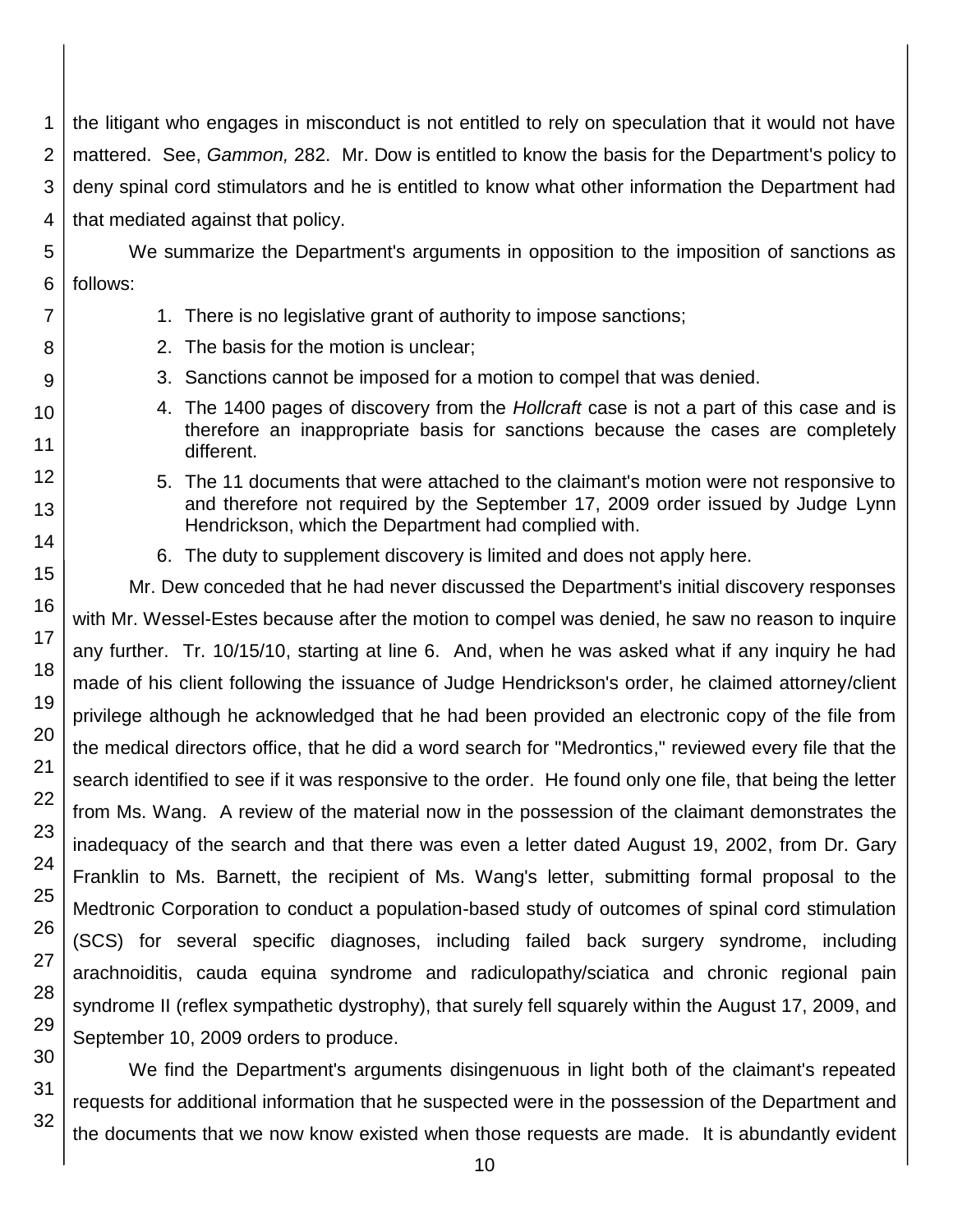the litigant who engages in misconduct is not entitled to rely on speculation that it would not have mattered. See, *Gammon,* 282. Mr. Dow is entitled to know the basis for the Department's policy to deny spinal cord stimulators and he is entitled to know what other information the Department had that mediated against that policy.

We summarize the Department's arguments in opposition to the imposition of sanctions as follows:

1. There is no legislative grant of authority to impose sanctions;
2. The basis for the motion is unclear;
3. Sanctions cannot be imposed for a motion to compel that was denied.
4. The 1400 pages of discovery from the *Hollcraft* case is not a part of this case and is therefore an inappropriate basis for sanctions because the cases are completely different.
5. The 11 documents that were attached to the claimant's motion were not responsive to and therefore not required by the September 17, 2009 order issued by Judge Lynn Hendrickson, which the Department had complied with.
6. The duty to supplement discovery is limited and does not apply here.

Mr. Dew conceded that he had never discussed the Department's initial discovery responses with Mr. Wessel-Estes because after the motion to compel was denied, he saw no reason to inquire any further. Tr. 10/15/10, starting at line 6. And, when he was asked what if any inquiry he had made of his client following the issuance of Judge Hendrickson's order, he claimed attorney/client privilege although he acknowledged that he had been provided an electronic copy of the file from the medical directors office, that he did a word search for "Medrontics," reviewed every file that the search identified to see if it was responsive to the order. He found only one file, that being the letter from Ms. Wang. A review of the material now in the possession of the claimant demonstrates the inadequacy of the search and that there was even a letter dated August 19, 2002, from Dr. Gary Franklin to Ms. Barnett, the recipient of Ms. Wang's letter, submitting formal proposal to the Medtronic Corporation to conduct a population-based study of outcomes of spinal cord stimulation (SCS) for several specific diagnoses, including failed back surgery syndrome, including arachnoiditis, cauda equina syndrome and radiculopathy/sciatica and chronic regional pain syndrome II (reflex sympathetic dystrophy), that surely fell squarely within the August 17, 2009, and September 10, 2009 orders to produce.

We find the Department's arguments disingenuous in light both of the claimant's repeated requests for additional information that he suspected were in the possession of the Department and the documents that we now know existed when those requests are made. It is abundantly evident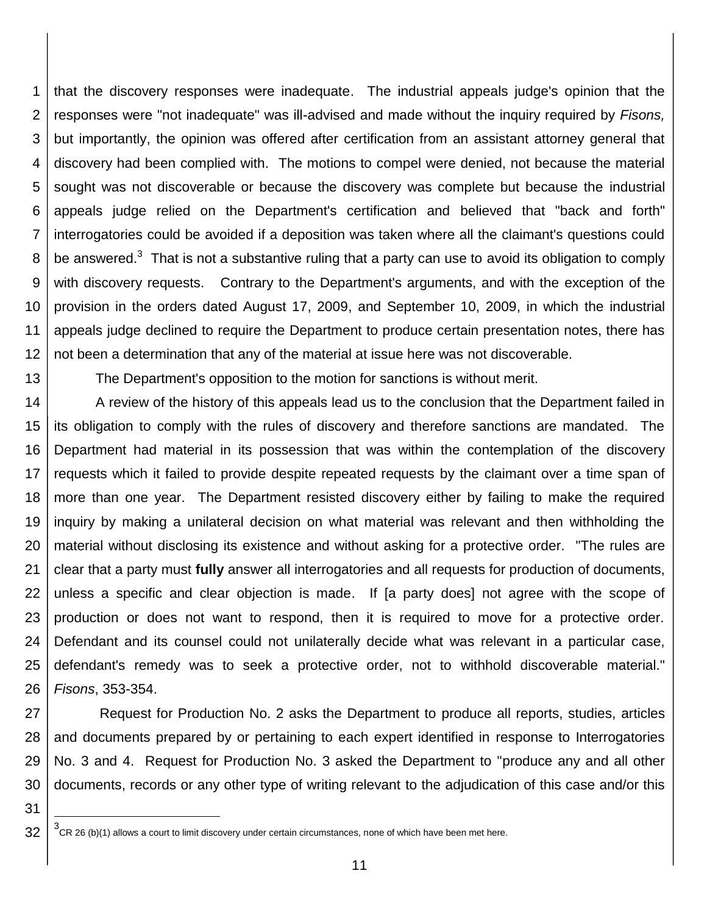that the discovery responses were inadequate. The industrial appeals judge's opinion that the responses were "not inadequate" was ill-advised and made without the inquiry required by *Fisons,* but importantly, the opinion was offered after certification from an assistant attorney general that discovery had been complied with. The motions to compel were denied, not because the material sought was not discoverable or because the discovery was complete but because the industrial appeals judge relied on the Department's certification and believed that "back and forth" interrogatories could be avoided if a deposition was taken where all the claimant's questions could be answered.[3] That is not a substantive ruling that a party can use to avoid its obligation to comply with discovery requests. Contrary to the Department's arguments, and with the exception of the provision in the orders dated August 17, 2009, and September 10, 2009, in which the industrial appeals judge declined to require the Department to produce certain presentation notes, there has not been a determination that any of the material at issue here was not discoverable.

The Department's opposition to the motion for sanctions is without merit.

A review of the history of this appeals lead us to the conclusion that the Department failed in its obligation to comply with the rules of discovery and therefore sanctions are mandated. The Department had material in its possession that was within the contemplation of the discovery requests which it failed to provide despite repeated requests by the claimant over a time span of more than one year. The Department resisted discovery either by failing to make the required inquiry by making a unilateral decision on what material was relevant and then withholding the material without disclosing its existence and without asking for a protective order. "The rules are clear that a party must **fully** answer all interrogatories and all requests for production of documents, unless a specific and clear objection is made. If [a party does] not agree with the scope of production or does not want to respond, then it is required to move for a protective order. Defendant and its counsel could not unilaterally decide what was relevant in a particular case, defendant's remedy was to seek a protective order, not to withhold discoverable material." *Fisons*, 353-354.

Request for Production No. 2 asks the Department to produce all reports, studies, articles and documents prepared by or pertaining to each expert identified in response to Interrogatories No. 3 and 4. Request for Production No. 3 asked the Department to "produce any and all other documents, records or any other type of writing relevant to the adjudication of this case and/or this

---

[3] CR 26 (b)(1) allows a court to limit discovery under certain circumstances, none of which have been met here.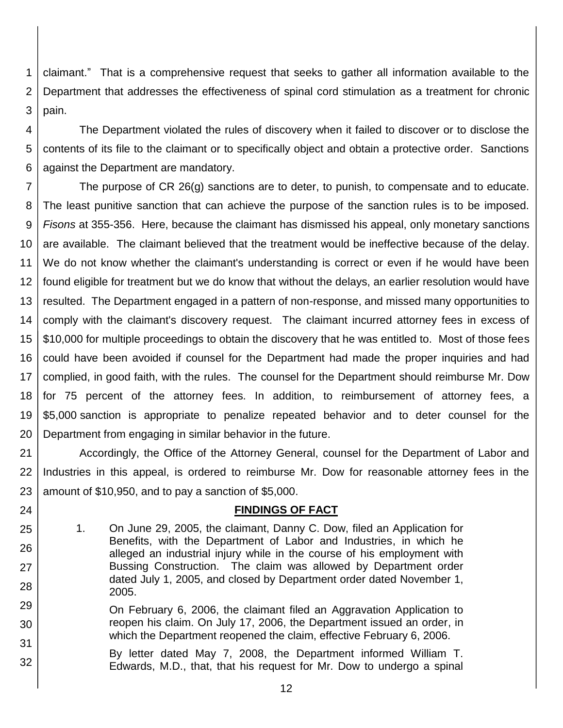claimant." That is a comprehensive request that seeks to gather all information available to the Department that addresses the effectiveness of spinal cord stimulation as a treatment for chronic pain.

The Department violated the rules of discovery when it failed to discover or to disclose the contents of its file to the claimant or to specifically object and obtain a protective order. Sanctions against the Department are mandatory.

The purpose of CR 26(g) sanctions are to deter, to punish, to compensate and to educate. The least punitive sanction that can achieve the purpose of the sanction rules is to be imposed. *Fisons* at 355-356. Here, because the claimant has dismissed his appeal, only monetary sanctions are available. The claimant believed that the treatment would be ineffective because of the delay. We do not know whether the claimant's understanding is correct or even if he would have been found eligible for treatment but we do know that without the delays, an earlier resolution would have resulted. The Department engaged in a pattern of non-response, and missed many opportunities to comply with the claimant's discovery request. The claimant incurred attorney fees in excess of $10,000 for multiple proceedings to obtain the discovery that he was entitled to. Most of those fees could have been avoided if counsel for the Department had made the proper inquiries and had complied, in good faith, with the rules. The counsel for the Department should reimburse Mr. Dow for 75 percent of the attorney fees. In addition, to reimbursement of attorney fees, a $5,000 sanction is appropriate to penalize repeated behavior and to deter counsel for the Department from engaging in similar behavior in the future.

Accordingly, the Office of the Attorney General, counsel for the Department of Labor and Industries in this appeal, is ordered to reimburse Mr. Dow for reasonable attorney fees in the amount of $10,950, and to pay a sanction of $5,000.

## FINDINGS OF FACT

1. On June 29, 2005, the claimant, Danny C. Dow, filed an Application for Benefits, with the Department of Labor and Industries, in which he alleged an industrial injury while in the course of his employment with Bussing Construction. The claim was allowed by Department order dated July 1, 2005, and closed by Department order dated November 1, 2005.

   On February 6, 2006, the claimant filed an Aggravation Application to reopen his claim. On July 17, 2006, the Department issued an order, in which the Department reopened the claim, effective February 6, 2006.

   By letter dated May 7, 2008, the Department informed William T. Edwards, M.D., that, that his request for Mr. Dow to undergo a spinal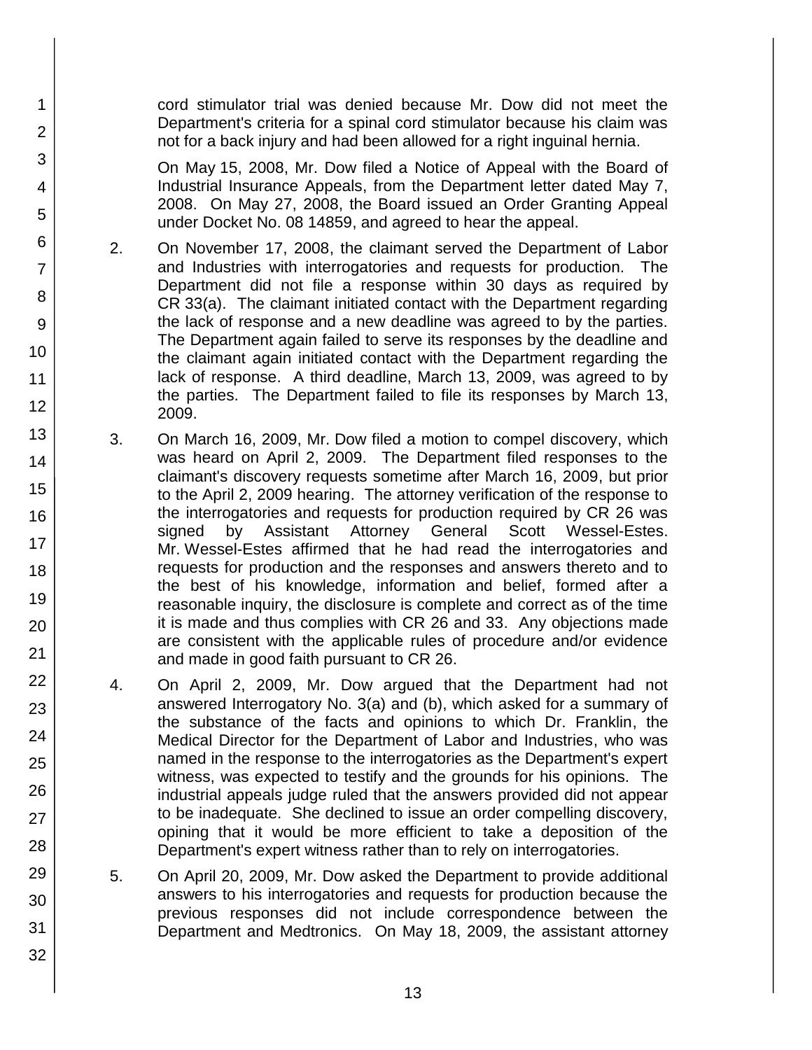cord stimulator trial was denied because Mr. Dow did not meet the Department's criteria for a spinal cord stimulator because his claim was not for a back injury and had been allowed for a right inguinal hernia.

On May 15, 2008, Mr. Dow filed a Notice of Appeal with the Board of Industrial Insurance Appeals, from the Department letter dated May 7, 2008. On May 27, 2008, the Board issued an Order Granting Appeal under Docket No. 08 14859, and agreed to hear the appeal.

2. On November 17, 2008, the claimant served the Department of Labor and Industries with interrogatories and requests for production. The Department did not file a response within 30 days as required by CR 33(a). The claimant initiated contact with the Department regarding the lack of response and a new deadline was agreed to by the parties. The Department again failed to serve its responses by the deadline and the claimant again initiated contact with the Department regarding the lack of response. A third deadline, March 13, 2009, was agreed to by the parties. The Department failed to file its responses by March 13, 2009.

3. On March 16, 2009, Mr. Dow filed a motion to compel discovery, which was heard on April 2, 2009. The Department filed responses to the claimant's discovery requests sometime after March 16, 2009, but prior to the April 2, 2009 hearing. The attorney verification of the response to the interrogatories and requests for production required by CR 26 was signed by Assistant Attorney General Scott Wessel-Estes. Mr. Wessel-Estes affirmed that he had read the interrogatories and requests for production and the responses and answers thereto and to the best of his knowledge, information and belief, formed after a reasonable inquiry, the disclosure is complete and correct as of the time it is made and thus complies with CR 26 and 33. Any objections made are consistent with the applicable rules of procedure and/or evidence and made in good faith pursuant to CR 26.

4. On April 2, 2009, Mr. Dow argued that the Department had not answered Interrogatory No. 3(a) and (b), which asked for a summary of the substance of the facts and opinions to which Dr. Franklin, the Medical Director for the Department of Labor and Industries, who was named in the response to the interrogatories as the Department's expert witness, was expected to testify and the grounds for his opinions. The industrial appeals judge ruled that the answers provided did not appear to be inadequate. She declined to issue an order compelling discovery, opining that it would be more efficient to take a deposition of the Department's expert witness rather than to rely on interrogatories.

5. On April 20, 2009, Mr. Dow asked the Department to provide additional answers to his interrogatories and requests for production because the previous responses did not include correspondence between the Department and Medtronics. On May 18, 2009, the assistant attorney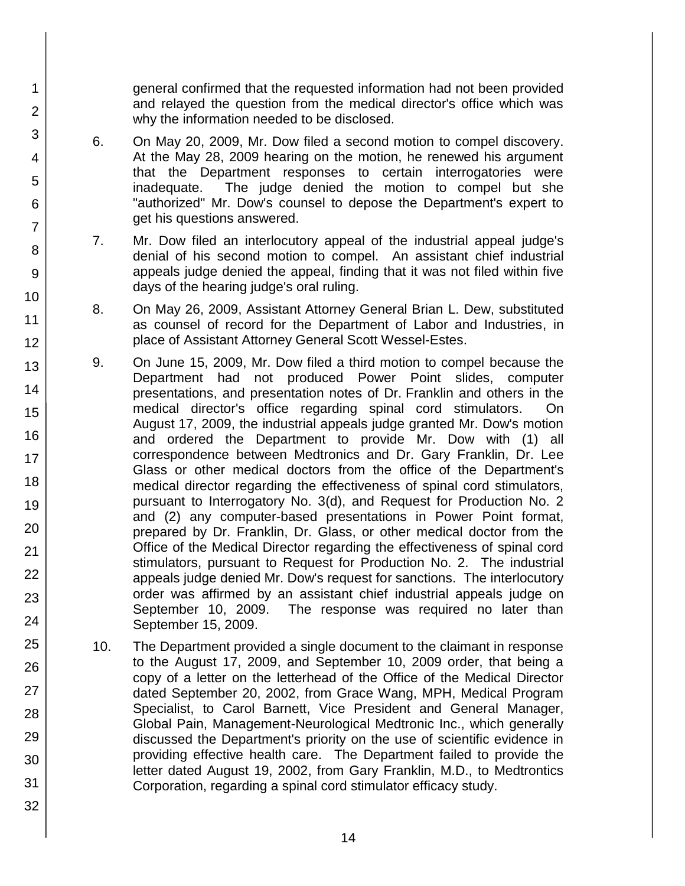general confirmed that the requested information had not been provided and relayed the question from the medical director's office which was why the information needed to be disclosed.

6. On May 20, 2009, Mr. Dow filed a second motion to compel discovery. At the May 28, 2009 hearing on the motion, he renewed his argument that the Department responses to certain interrogatories were inadequate. The judge denied the motion to compel but she "authorized" Mr. Dow's counsel to depose the Department's expert to get his questions answered.

7. Mr. Dow filed an interlocutory appeal of the industrial appeal judge's denial of his second motion to compel. An assistant chief industrial appeals judge denied the appeal, finding that it was not filed within five days of the hearing judge's oral ruling.

8. On May 26, 2009, Assistant Attorney General Brian L. Dew, substituted as counsel of record for the Department of Labor and Industries, in place of Assistant Attorney General Scott Wessel-Estes.

9. On June 15, 2009, Mr. Dow filed a third motion to compel because the Department had not produced Power Point slides, computer presentations, and presentation notes of Dr. Franklin and others in the medical director's office regarding spinal cord stimulators. On August 17, 2009, the industrial appeals judge granted Mr. Dow's motion and ordered the Department to provide Mr. Dow with (1) all correspondence between Medtronics and Dr. Gary Franklin, Dr. Lee Glass or other medical doctors from the office of the Department's medical director regarding the effectiveness of spinal cord stimulators, pursuant to Interrogatory No. 3(d), and Request for Production No. 2 and (2) any computer-based presentations in Power Point format, prepared by Dr. Franklin, Dr. Glass, or other medical doctor from the Office of the Medical Director regarding the effectiveness of spinal cord stimulators, pursuant to Request for Production No. 2. The industrial appeals judge denied Mr. Dow's request for sanctions. The interlocutory order was affirmed by an assistant chief industrial appeals judge on September 10, 2009. The response was required no later than September 15, 2009.

10. The Department provided a single document to the claimant in response to the August 17, 2009, and September 10, 2009 order, that being a copy of a letter on the letterhead of the Office of the Medical Director dated September 20, 2002, from Grace Wang, MPH, Medical Program Specialist, to Carol Barnett, Vice President and General Manager, Global Pain, Management-Neurological Medtronic Inc., which generally discussed the Department's priority on the use of scientific evidence in providing effective health care. The Department failed to provide the letter dated August 19, 2002, from Gary Franklin, M.D., to Medtrontics Corporation, regarding a spinal cord stimulator efficacy study.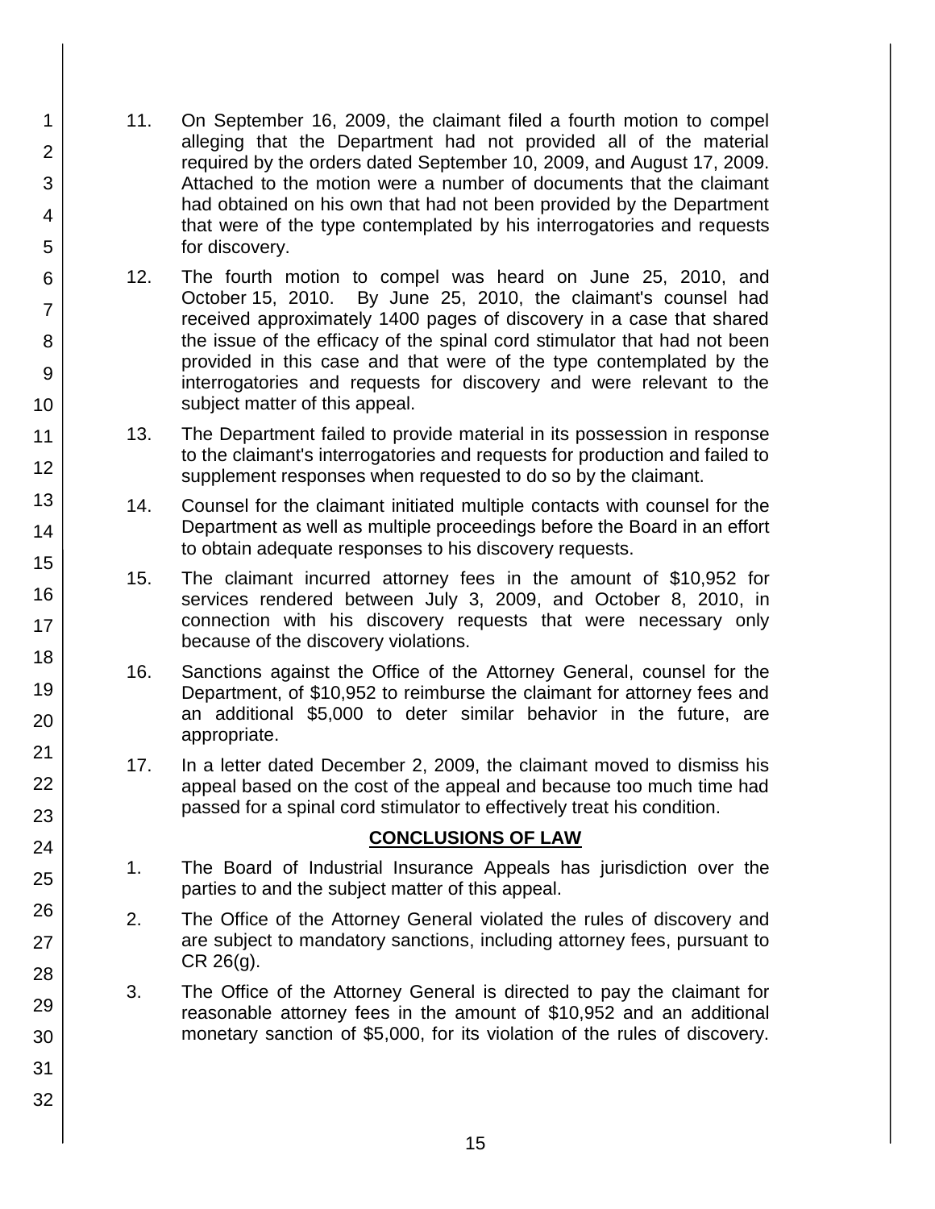11. On September 16, 2009, the claimant filed a fourth motion to compel alleging that the Department had not provided all of the material required by the orders dated September 10, 2009, and August 17, 2009. Attached to the motion were a number of documents that the claimant had obtained on his own that had not been provided by the Department that were of the type contemplated by his interrogatories and requests for discovery.

12. The fourth motion to compel was heard on June 25, 2010, and October 15, 2010. By June 25, 2010, the claimant's counsel had received approximately 1400 pages of discovery in a case that shared the issue of the efficacy of the spinal cord stimulator that had not been provided in this case and that were of the type contemplated by the interrogatories and requests for discovery and were relevant to the subject matter of this appeal.

13. The Department failed to provide material in its possession in response to the claimant's interrogatories and requests for production and failed to supplement responses when requested to do so by the claimant.

14. Counsel for the claimant initiated multiple contacts with counsel for the Department as well as multiple proceedings before the Board in an effort to obtain adequate responses to his discovery requests.

15. The claimant incurred attorney fees in the amount of $10,952 for services rendered between July 3, 2009, and October 8, 2010, in connection with his discovery requests that were necessary only because of the discovery violations.

16. Sanctions against the Office of the Attorney General, counsel for the Department, of $10,952 to reimburse the claimant for attorney fees and an additional $5,000 to deter similar behavior in the future, are appropriate.

17. In a letter dated December 2, 2009, the claimant moved to dismiss his appeal based on the cost of the appeal and because too much time had passed for a spinal cord stimulator to effectively treat his condition.

## CONCLUSIONS OF LAW

1. The Board of Industrial Insurance Appeals has jurisdiction over the parties to and the subject matter of this appeal.

2. The Office of the Attorney General violated the rules of discovery and are subject to mandatory sanctions, including attorney fees, pursuant to CR 26(g).

3. The Office of the Attorney General is directed to pay the claimant for reasonable attorney fees in the amount of $10,952 and an additional monetary sanction of $5,000, for its violation of the rules of discovery.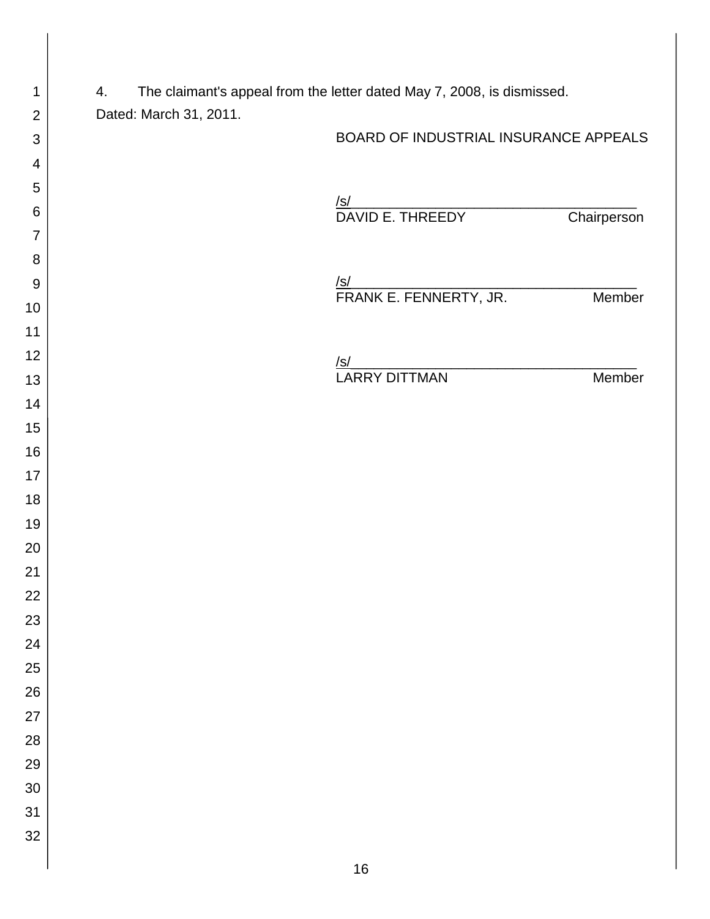4. The claimant's appeal from the letter dated May 7, 2008, is dismissed.

Dated: March 31, 2011.

BOARD OF INDUSTRIAL INSURANCE APPEALS

/s/
DAVID E. THREEDY Chairperson

/s/
FRANK E. FENNERTY, JR. Member

/s/
LARRY DITTMAN Member